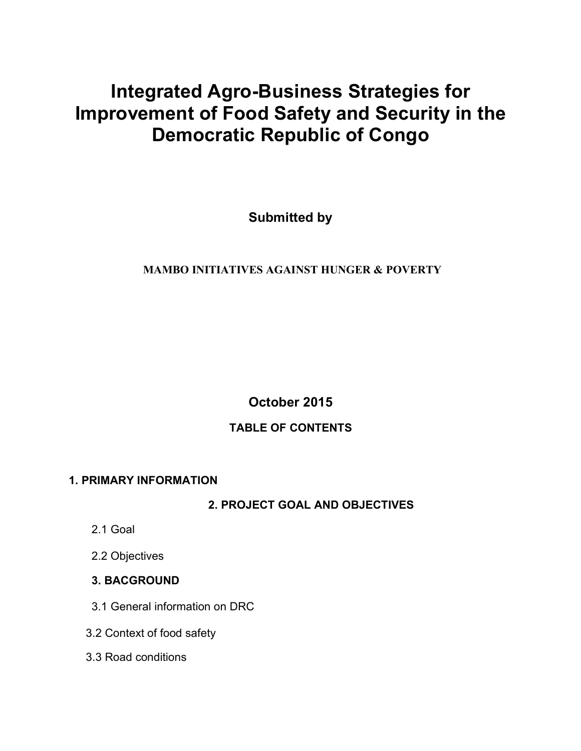# Integrated Agro-Business Strategies for Improvement of Food Safety and Security in the Democratic Republic of Congo

**Submitted by**

**MAMBO INITIATIVES AGAINST HUNGER & POVERTY**

**October 2015**

**TABLE OF CONTENTS**

**1. PRIMARY INFORMATION**

**2. PROJECT GOAL AND OBJECTIVES**

2.1 Goal

2.2 Objectives

**3. BACGROUND**

3.1 General information on DRC

3.2 Context of food safety

3.3 Road conditions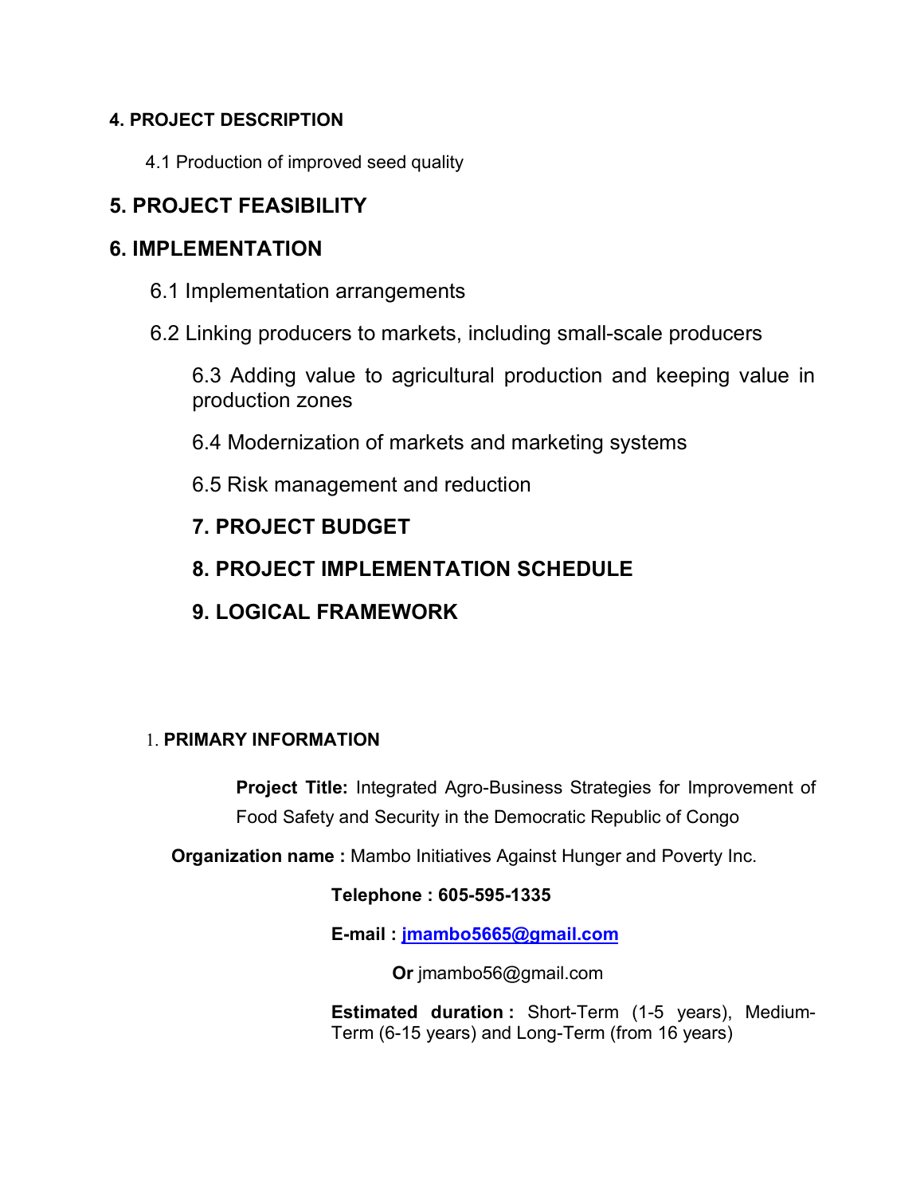**4. PROJECT DESCRIPTION**

4.1 Production of improved seed quality

## 5. PROJECT FEASIBILITY

## 6. IMPLEMENTATION

6.1 Implementation arrangements

6.2 Linking producers to markets, including small-scale producers

6.3 Adding value to agricultural production and keeping value in production zones

6.4 Modernization of markets and marketing systems

6.5 Risk management and reduction

## 7. PROJECT BUDGET

## 8. PROJECT IMPLEMENTATION SCHEDULE

## 9. LOGICAL FRAMEWORK

1. **PRIMARY INFORMATION**

**Project Title:** Integrated Agro-Business Strategies for Improvement of Food Safety and Security in the Democratic Republic of Congo

**Organization name :** Mambo Initiatives Against Hunger and Poverty Inc.

**Telephone : 605-595-1335**

**E-mail : jmambo5665@gmail.com**

**Or** jmambo56@gmail.com

**Estimated duration :** Short-Term (1-5 years), Medium-Term (6-15 years) and Long-Term (from 16 years)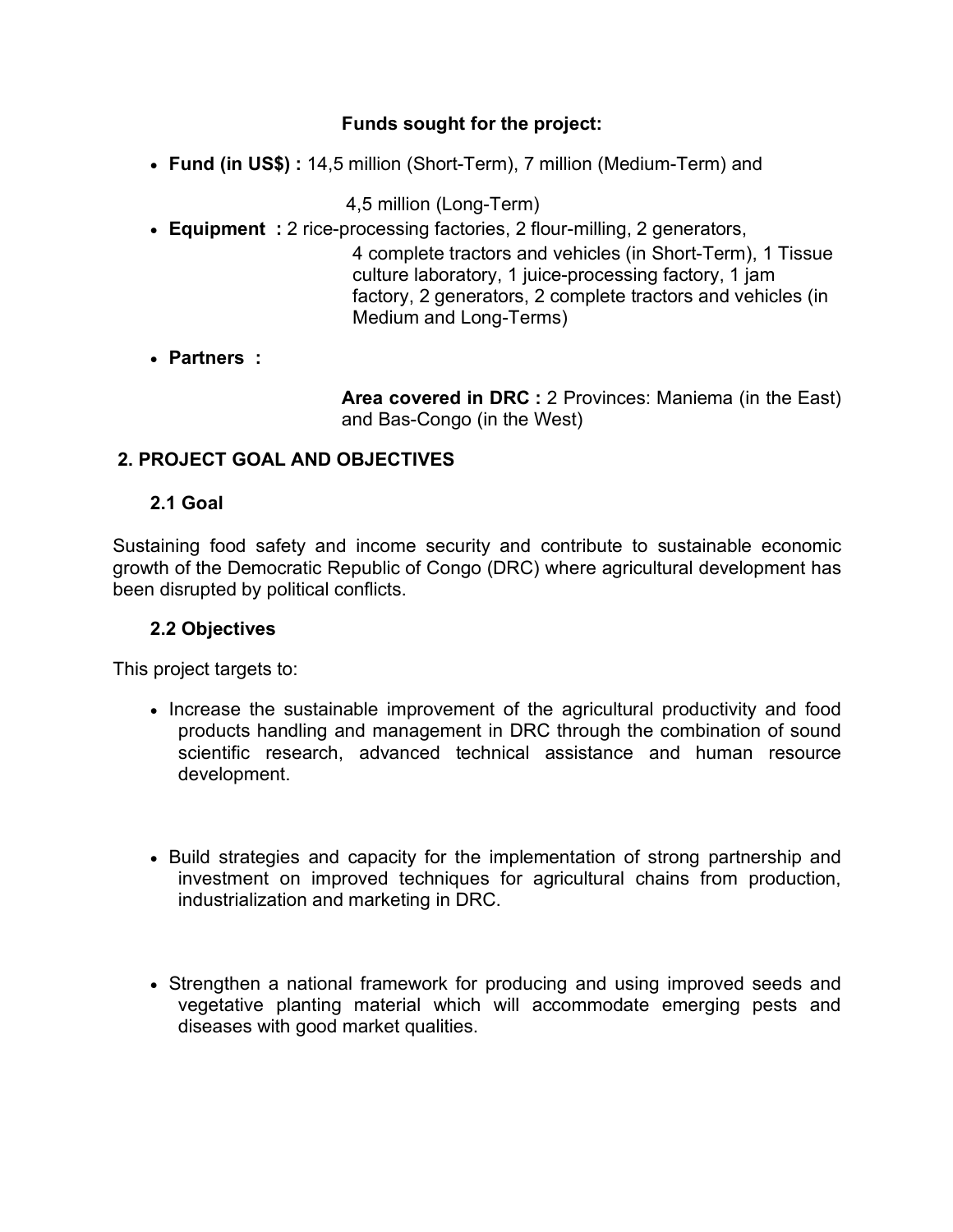**Funds sought for the project:**

- **Fund (in US$) :** 14,5 million (Short-Term), 7 million (Medium-Term) and 4,5 million (Long-Term)
- **Equipment :** 2 rice-processing factories, 2 flour-milling, 2 generators, 4 complete tractors and vehicles (in Short-Term), 1 Tissue culture laboratory, 1 juice-processing factory, 1 jam factory, 2 generators, 2 complete tractors and vehicles (in Medium and Long-Terms)
- **Partners :**

**Area covered in DRC :** 2 Provinces: Maniema (in the East) and Bas-Congo (in the West)

## 2. PROJECT GOAL AND OBJECTIVES

### 2.1 Goal

Sustaining food safety and income security and contribute to sustainable economic growth of the Democratic Republic of Congo (DRC) where agricultural development has been disrupted by political conflicts.

### 2.2 Objectives

This project targets to:

- Increase the sustainable improvement of the agricultural productivity and food products handling and management in DRC through the combination of sound scientific research, advanced technical assistance and human resource development.
- Build strategies and capacity for the implementation of strong partnership and investment on improved techniques for agricultural chains from production, industrialization and marketing in DRC.
- Strengthen a national framework for producing and using improved seeds and vegetative planting material which will accommodate emerging pests and diseases with good market qualities.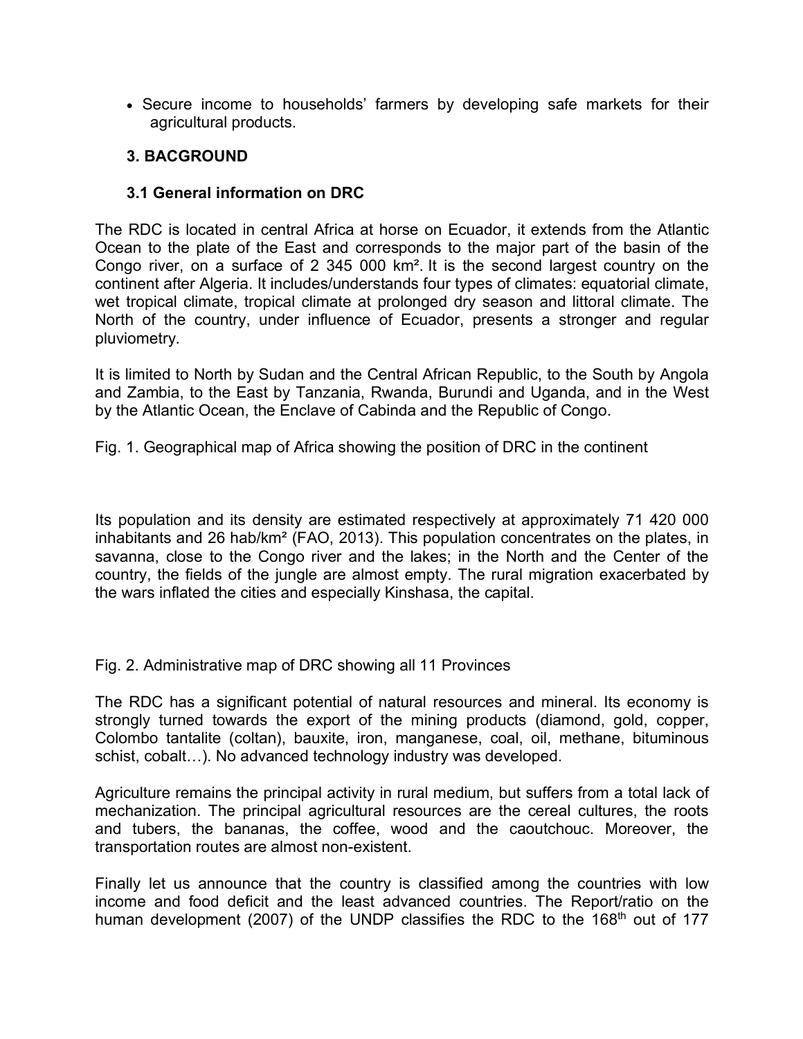- Secure income to households' farmers by developing safe markets for their agricultural products.

## 3. BACGROUND

### 3.1 General information on DRC

The RDC is located in central Africa at horse on Ecuador, it extends from the Atlantic Ocean to the plate of the East and corresponds to the major part of the basin of the Congo river, on a surface of 2 345 000 km². It is the second largest country on the continent after Algeria. It includes/understands four types of climates: equatorial climate, wet tropical climate, tropical climate at prolonged dry season and littoral climate. The North of the country, under influence of Ecuador, presents a stronger and regular pluviometry.

It is limited to North by Sudan and the Central African Republic, to the South by Angola and Zambia, to the East by Tanzania, Rwanda, Burundi and Uganda, and in the West by the Atlantic Ocean, the Enclave of Cabinda and the Republic of Congo.

Fig. 1. Geographical map of Africa showing the position of DRC in the continent

Its population and its density are estimated respectively at approximately 71 420 000 inhabitants and 26 hab/km² (FAO, 2013). This population concentrates on the plates, in savanna, close to the Congo river and the lakes; in the North and the Center of the country, the fields of the jungle are almost empty. The rural migration exacerbated by the wars inflated the cities and especially Kinshasa, the capital.

Fig. 2. Administrative map of DRC showing all 11 Provinces

The RDC has a significant potential of natural resources and mineral. Its economy is strongly turned towards the export of the mining products (diamond, gold, copper, Colombo tantalite (coltan), bauxite, iron, manganese, coal, oil, methane, bituminous schist, cobalt…). No advanced technology industry was developed.

Agriculture remains the principal activity in rural medium, but suffers from a total lack of mechanization. The principal agricultural resources are the cereal cultures, the roots and tubers, the bananas, the coffee, wood and the caoutchouc. Moreover, the transportation routes are almost non-existent.

Finally let us announce that the country is classified among the countries with low income and food deficit and the least advanced countries. The Report/ratio on the human development (2007) of the UNDP classifies the RDC to the 168th out of 177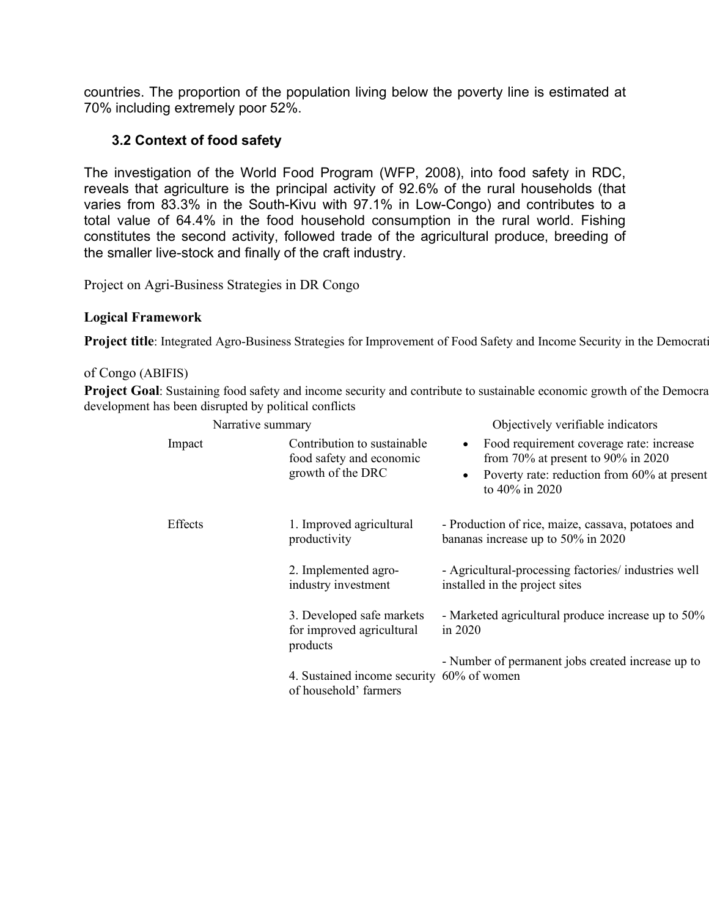countries. The proportion of the population living below the poverty line is estimated at 70% including extremely poor 52%.

### 3.2 Context of food safety

The investigation of the World Food Program (WFP, 2008), into food safety in RDC, reveals that agriculture is the principal activity of 92.6% of the rural households (that varies from 83.3% in the South-Kivu with 97.1% in Low-Congo) and contributes to a total value of 64.4% in the food household consumption in the rural world. Fishing constitutes the second activity, followed trade of the agricultural produce, breeding of the smaller live-stock and finally of the craft industry.

Project on Agri-Business Strategies in DR Congo

**Logical Framework**

**Project title**: Integrated Agro-Business Strategies for Improvement of Food Safety and Income Security in the Democrati

of Congo (ABIFIS)

**Project Goal**: Sustaining food safety and income security and contribute to sustainable economic growth of the Democra development has been disrupted by political conflicts

| Narrative summary | | Objectively verifiable indicators |
|---|---|---|
| Impact | Contribution to sustainable food safety and economic growth of the DRC | • Food requirement coverage rate: increase from 70% at present to 90% in 2020<br>• Poverty rate: reduction from 60% at present to 40% in 2020 |
| Effects | 1. Improved agricultural productivity | - Production of rice, maize, cassava, potatoes and bananas increase up to 50% in 2020 |
| | 2. Implemented agro-industry investment | - Agricultural-processing factories/ industries well installed in the project sites |
| | 3. Developed safe markets for improved agricultural products | - Marketed agricultural produce increase up to 50% in 2020 |
| | 4. Sustained income security of household' farmers | - Number of permanent jobs created increase up to 60% of women |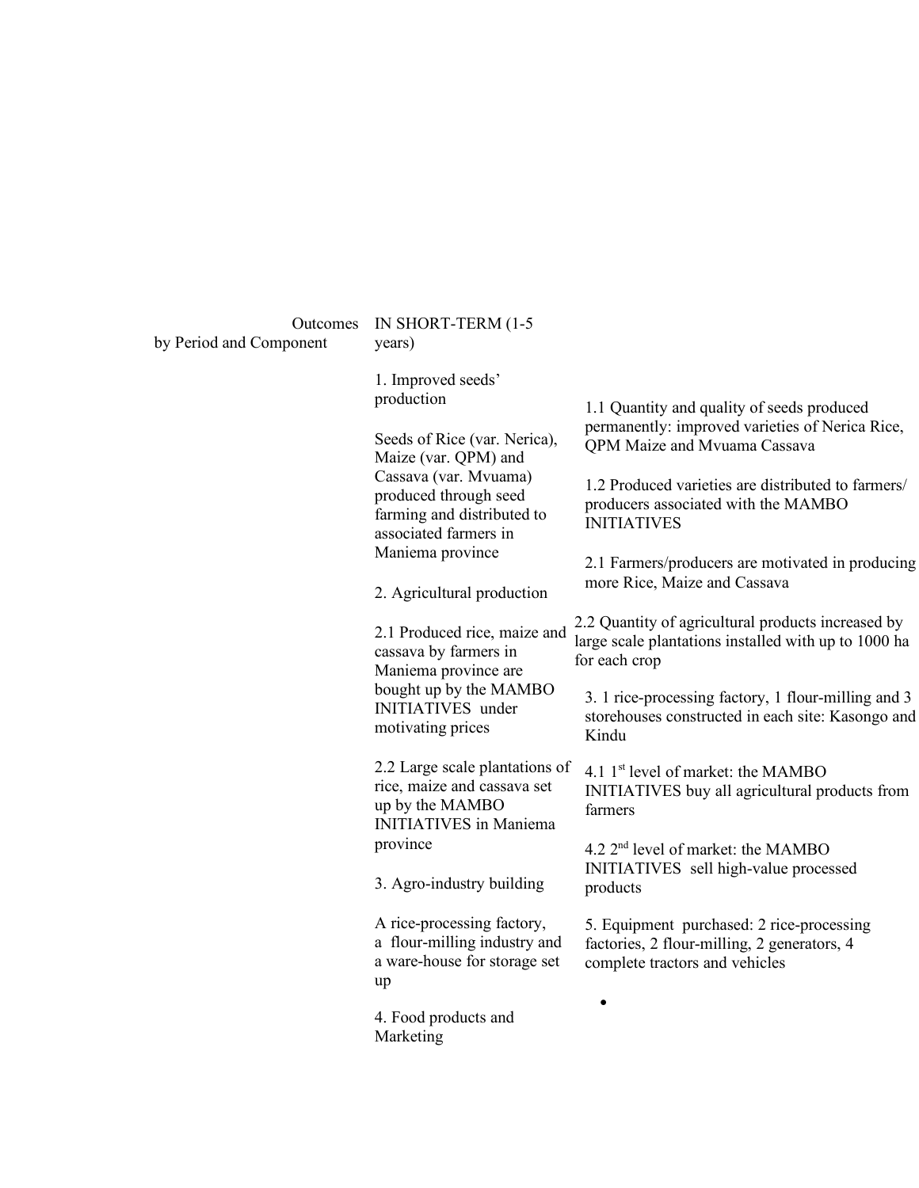| Outcomes by Period and Component | IN SHORT-TERM (1-5 years) | |
|---|---|---|
| | 1. Improved seeds' production | 1.1 Quantity and quality of seeds produced permanently: improved varieties of Nerica Rice, QPM Maize and Mvuama Cassava |
| | Seeds of Rice (var. Nerica), Maize (var. QPM) and Cassava (var. Mvuama) produced through seed farming and distributed to associated farmers in Maniema province | 1.2 Produced varieties are distributed to farmers/ producers associated with the MAMBO INITIATIVES |
| | 2. Agricultural production | 2.1 Farmers/producers are motivated in producing more Rice, Maize and Cassava |
| | 2.1 Produced rice, maize and cassava by farmers in Maniema province are bought up by the MAMBO INITIATIVES under motivating prices | 2.2 Quantity of agricultural products increased by large scale plantations installed with up to 1000 ha for each crop |
| | | 3. 1 rice-processing factory, 1 flour-milling and 3 storehouses constructed in each site: Kasongo and Kindu |
| | 2.2 Large scale plantations of rice, maize and cassava set up by the MAMBO INITIATIVES in Maniema province | 4.1 1st level of market: the MAMBO INITIATIVES buy all agricultural products from farmers |
| | | 4.2 2nd level of market: the MAMBO INITIATIVES sell high-value processed products |
| | 3. Agro-industry building | |
| | A rice-processing factory, a flour-milling industry and a ware-house for storage set up | 5. Equipment purchased: 2 rice-processing factories, 2 flour-milling, 2 generators, 4 complete tractors and vehicles |
| | 4. Food products and Marketing | • |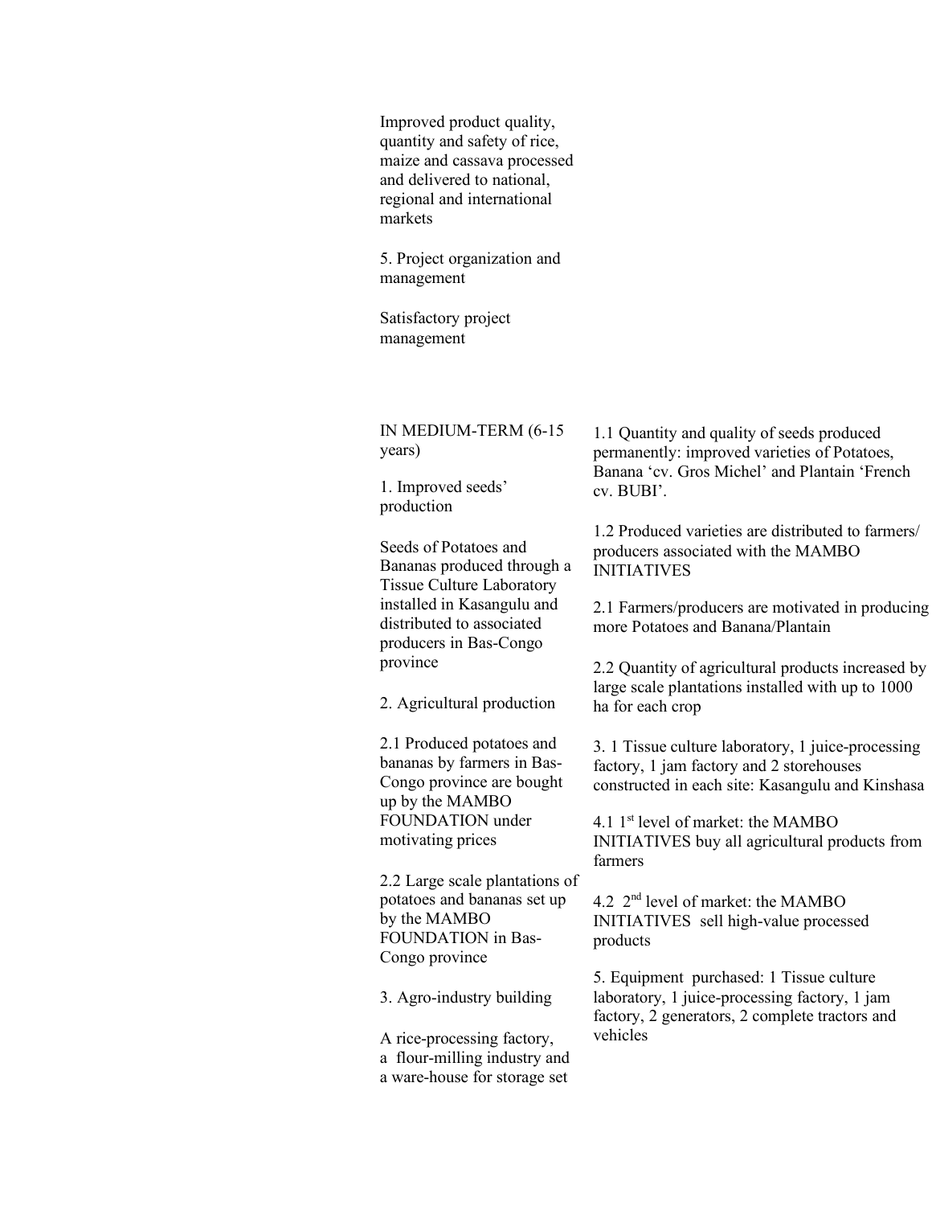| | |
|---|---|
| Improved product quality, quantity and safety of rice, maize and cassava processed and delivered to national, regional and international markets<br><br>5. Project organization and management<br><br>Satisfactory project management | |
| IN MEDIUM-TERM (6-15 years)<br><br>1. Improved seeds' production<br><br>Seeds of Potatoes and Bananas produced through a Tissue Culture Laboratory installed in Kasangulu and distributed to associated producers in Bas-Congo province<br><br>2. Agricultural production<br><br>2.1 Produced potatoes and bananas by farmers in Bas-Congo province are bought up by the MAMBO FOUNDATION under motivating prices<br><br>2.2 Large scale plantations of potatoes and bananas set up by the MAMBO FOUNDATION in Bas-Congo province<br><br>3. Agro-industry building<br><br>A rice-processing factory, a flour-milling industry and a ware-house for storage set | 1.1 Quantity and quality of seeds produced permanently: improved varieties of Potatoes, Banana 'cv. Gros Michel' and Plantain 'French cv. BUBI'.<br><br>1.2 Produced varieties are distributed to farmers/ producers associated with the MAMBO INITIATIVES<br><br>2.1 Farmers/producers are motivated in producing more Potatoes and Banana/Plantain<br><br>2.2 Quantity of agricultural products increased by large scale plantations installed with up to 1000 ha for each crop<br><br>3. 1 Tissue culture laboratory, 1 juice-processing factory, 1 jam factory and 2 storehouses constructed in each site: Kasangulu and Kinshasa<br><br>4.1 1st level of market: the MAMBO INITIATIVES buy all agricultural products from farmers<br><br>4.2 2nd level of market: the MAMBO INITIATIVES sell high-value processed products<br><br>5. Equipment purchased: 1 Tissue culture laboratory, 1 juice-processing factory, 1 jam factory, 2 generators, 2 complete tractors and vehicles |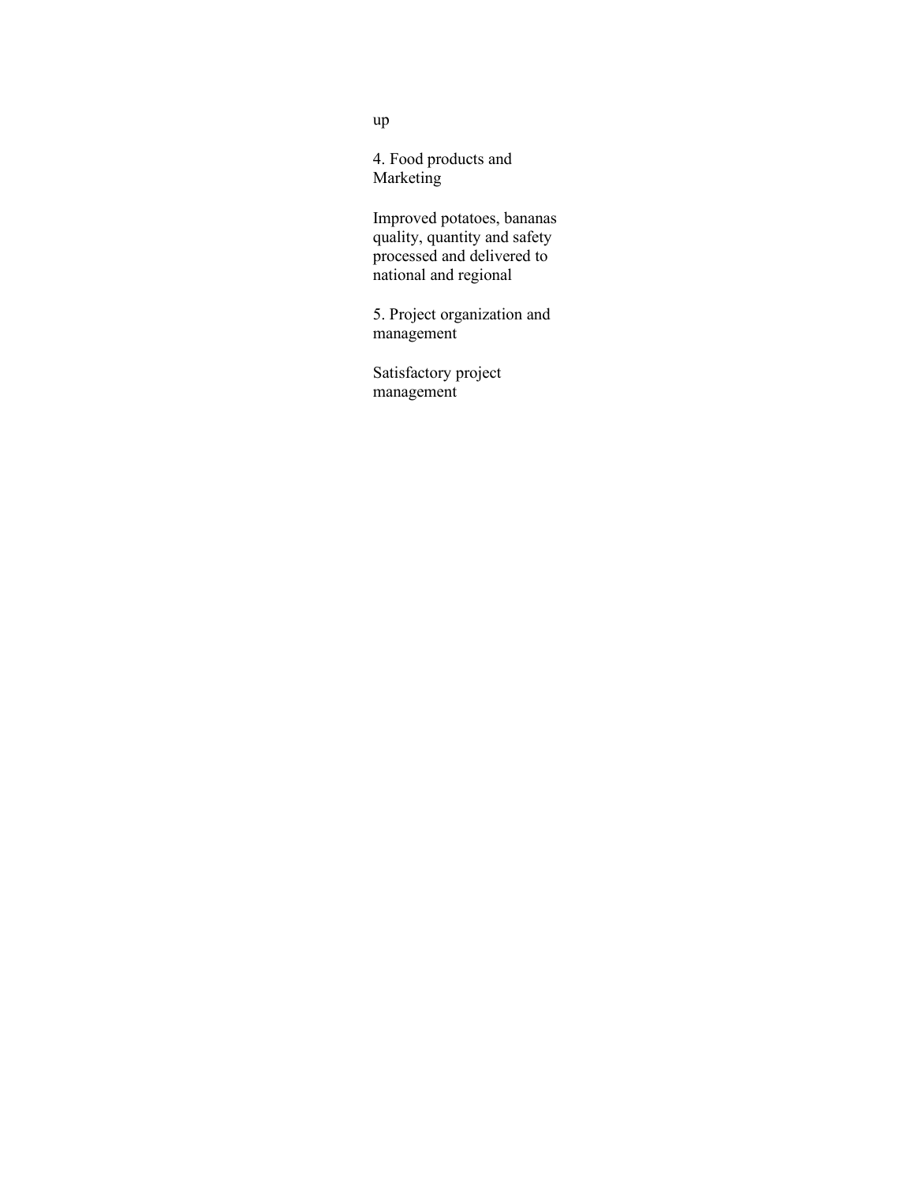up

4. Food products and Marketing

Improved potatoes, bananas quality, quantity and safety processed and delivered to national and regional

5. Project organization and management

Satisfactory project management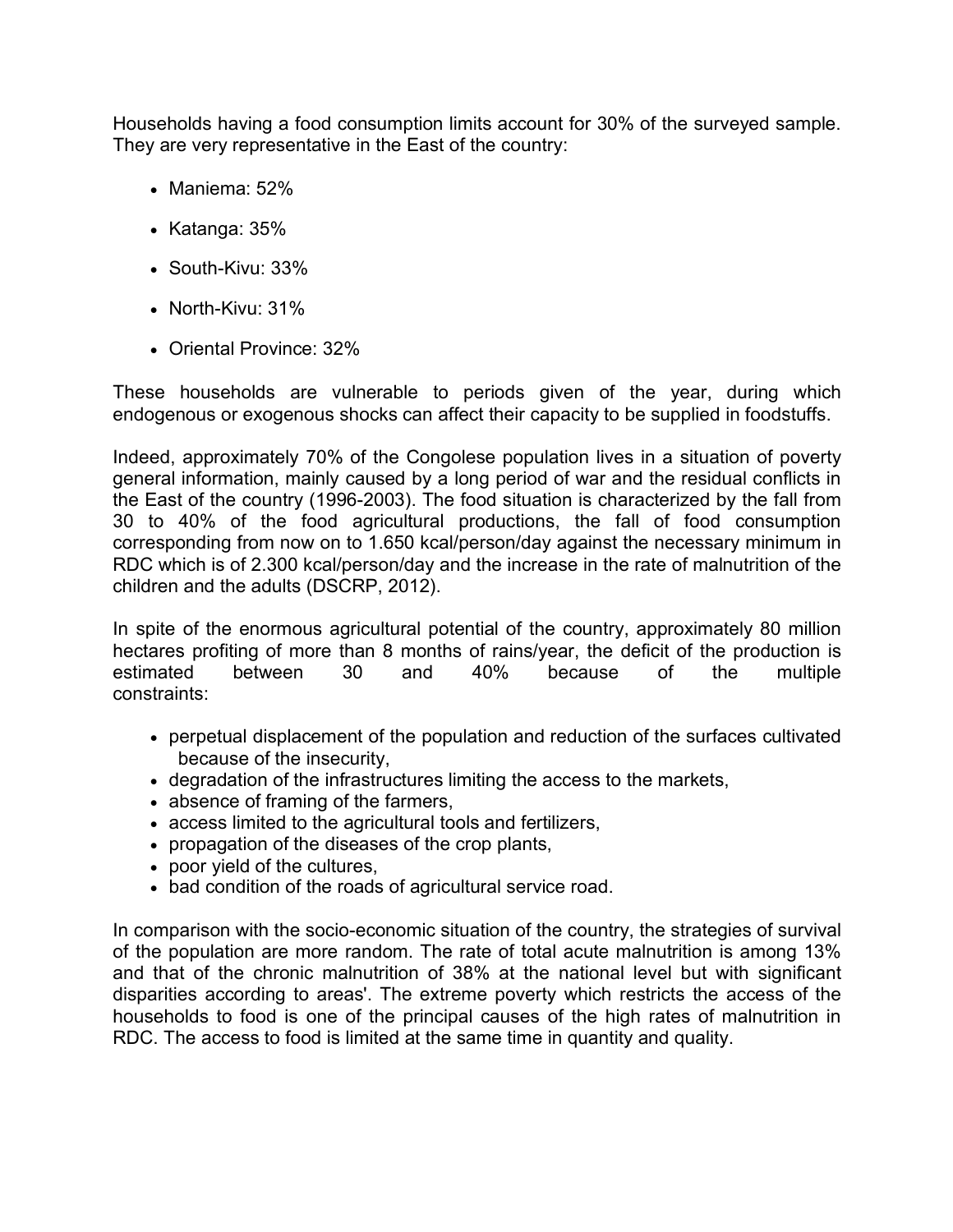Households having a food consumption limits account for 30% of the surveyed sample. They are very representative in the East of the country:

- Maniema: 52%
- Katanga: 35%
- South-Kivu: 33%
- North-Kivu: 31%
- Oriental Province: 32%

These households are vulnerable to periods given of the year, during which endogenous or exogenous shocks can affect their capacity to be supplied in foodstuffs.

Indeed, approximately 70% of the Congolese population lives in a situation of poverty general information, mainly caused by a long period of war and the residual conflicts in the East of the country (1996-2003). The food situation is characterized by the fall from 30 to 40% of the food agricultural productions, the fall of food consumption corresponding from now on to 1.650 kcal/person/day against the necessary minimum in RDC which is of 2.300 kcal/person/day and the increase in the rate of malnutrition of the children and the adults (DSCRP, 2012).

In spite of the enormous agricultural potential of the country, approximately 80 million hectares profiting of more than 8 months of rains/year, the deficit of the production is estimated between 30 and 40% because of the multiple constraints:

- perpetual displacement of the population and reduction of the surfaces cultivated because of the insecurity,
- degradation of the infrastructures limiting the access to the markets,
- absence of framing of the farmers,
- access limited to the agricultural tools and fertilizers,
- propagation of the diseases of the crop plants,
- poor yield of the cultures,
- bad condition of the roads of agricultural service road.

In comparison with the socio-economic situation of the country, the strategies of survival of the population are more random. The rate of total acute malnutrition is among 13% and that of the chronic malnutrition of 38% at the national level but with significant disparities according to areas'. The extreme poverty which restricts the access of the households to food is one of the principal causes of the high rates of malnutrition in RDC. The access to food is limited at the same time in quantity and quality.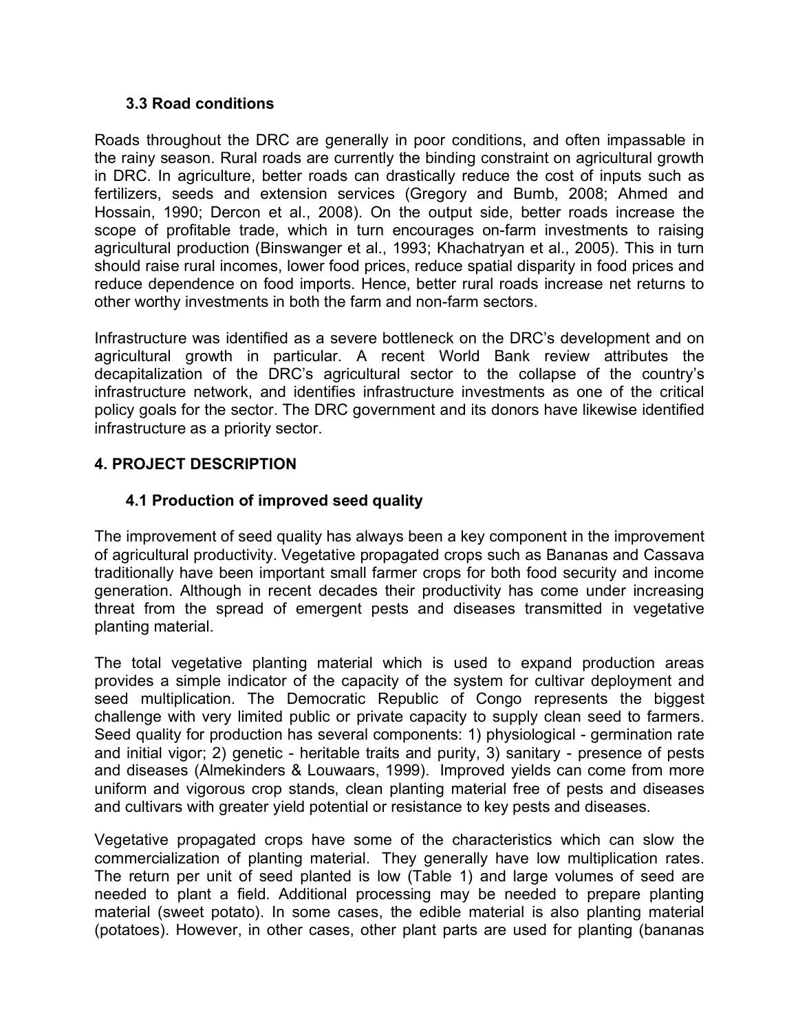### 3.3 Road conditions

Roads throughout the DRC are generally in poor conditions, and often impassable in the rainy season. Rural roads are currently the binding constraint on agricultural growth in DRC. In agriculture, better roads can drastically reduce the cost of inputs such as fertilizers, seeds and extension services (Gregory and Bumb, 2008; Ahmed and Hossain, 1990; Dercon et al., 2008). On the output side, better roads increase the scope of profitable trade, which in turn encourages on-farm investments to raising agricultural production (Binswanger et al., 1993; Khachatryan et al., 2005). This in turn should raise rural incomes, lower food prices, reduce spatial disparity in food prices and reduce dependence on food imports. Hence, better rural roads increase net returns to other worthy investments in both the farm and non-farm sectors.

Infrastructure was identified as a severe bottleneck on the DRC's development and on agricultural growth in particular. A recent World Bank review attributes the decapitalization of the DRC's agricultural sector to the collapse of the country's infrastructure network, and identifies infrastructure investments as one of the critical policy goals for the sector. The DRC government and its donors have likewise identified infrastructure as a priority sector.

## 4. PROJECT DESCRIPTION

### 4.1 Production of improved seed quality

The improvement of seed quality has always been a key component in the improvement of agricultural productivity. Vegetative propagated crops such as Bananas and Cassava traditionally have been important small farmer crops for both food security and income generation. Although in recent decades their productivity has come under increasing threat from the spread of emergent pests and diseases transmitted in vegetative planting material.

The total vegetative planting material which is used to expand production areas provides a simple indicator of the capacity of the system for cultivar deployment and seed multiplication. The Democratic Republic of Congo represents the biggest challenge with very limited public or private capacity to supply clean seed to farmers. Seed quality for production has several components: 1) physiological - germination rate and initial vigor; 2) genetic - heritable traits and purity, 3) sanitary - presence of pests and diseases (Almekinders & Louwaars, 1999). Improved yields can come from more uniform and vigorous crop stands, clean planting material free of pests and diseases and cultivars with greater yield potential or resistance to key pests and diseases.

Vegetative propagated crops have some of the characteristics which can slow the commercialization of planting material. They generally have low multiplication rates. The return per unit of seed planted is low (Table 1) and large volumes of seed are needed to plant a field. Additional processing may be needed to prepare planting material (sweet potato). In some cases, the edible material is also planting material (potatoes). However, in other cases, other plant parts are used for planting (bananas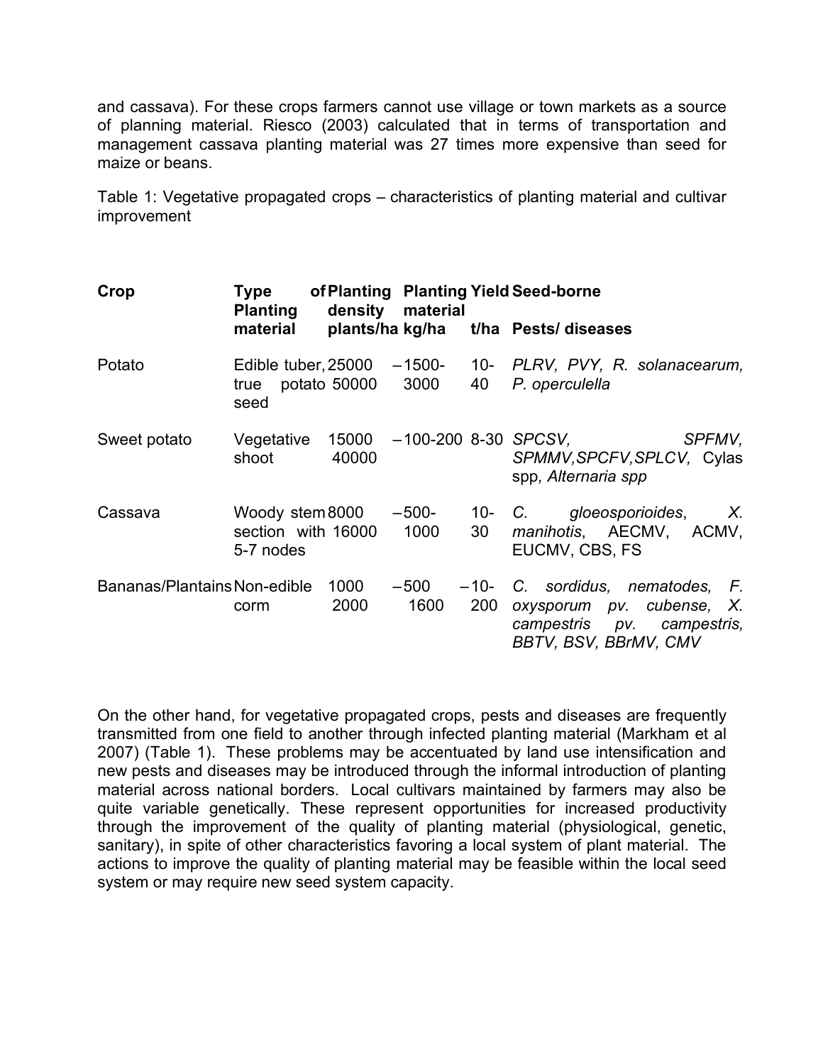and cassava). For these crops farmers cannot use village or town markets as a source of planning material. Riesco (2003) calculated that in terms of transportation and management cassava planting material was 27 times more expensive than seed for maize or beans.

Table 1: Vegetative propagated crops – characteristics of planting material and cultivar improvement

| Crop | Type of Planting material | Planting density plants/ha | Planting material kg/ha | Yield t/ha | Seed-borne Pests/ diseases |
|---|---|---|---|---|---|
| Potato | Edible tuber, true potato seed | 25000 – 50000 | 1500-3000 | 10-40 | *PLRV, PVY, R. solanacearum, P. operculella* |
| Sweet potato | Vegetative shoot | 15000 – 40000 | 100-200 | 8-30 | *SPCSV, SPFMV, SPMMV, SPCFV, SPLCV,* Cylas spp*, Alternaria spp* |
| Cassava | Woody stem section with 5-7 nodes | 8000 – 16000 | 500-1000 | 10-30 | *C. gloeosporioides*, *X. manihotis*, AECMV, ACMV, EUCMV, CBS, FS |
| Bananas/Plantains | Non-edible corm | 1000 – 2000 | 500 – 1600 | 10-200 | *C. sordidus, nematodes, F. oxysporum pv. cubense, X. campestris pv. campestris, BBTV, BSV, BBrMV, CMV* |

On the other hand, for vegetative propagated crops, pests and diseases are frequently transmitted from one field to another through infected planting material (Markham et al 2007) (Table 1). These problems may be accentuated by land use intensification and new pests and diseases may be introduced through the informal introduction of planting material across national borders. Local cultivars maintained by farmers may also be quite variable genetically. These represent opportunities for increased productivity through the improvement of the quality of planting material (physiological, genetic, sanitary), in spite of other characteristics favoring a local system of plant material. The actions to improve the quality of planting material may be feasible within the local seed system or may require new seed system capacity.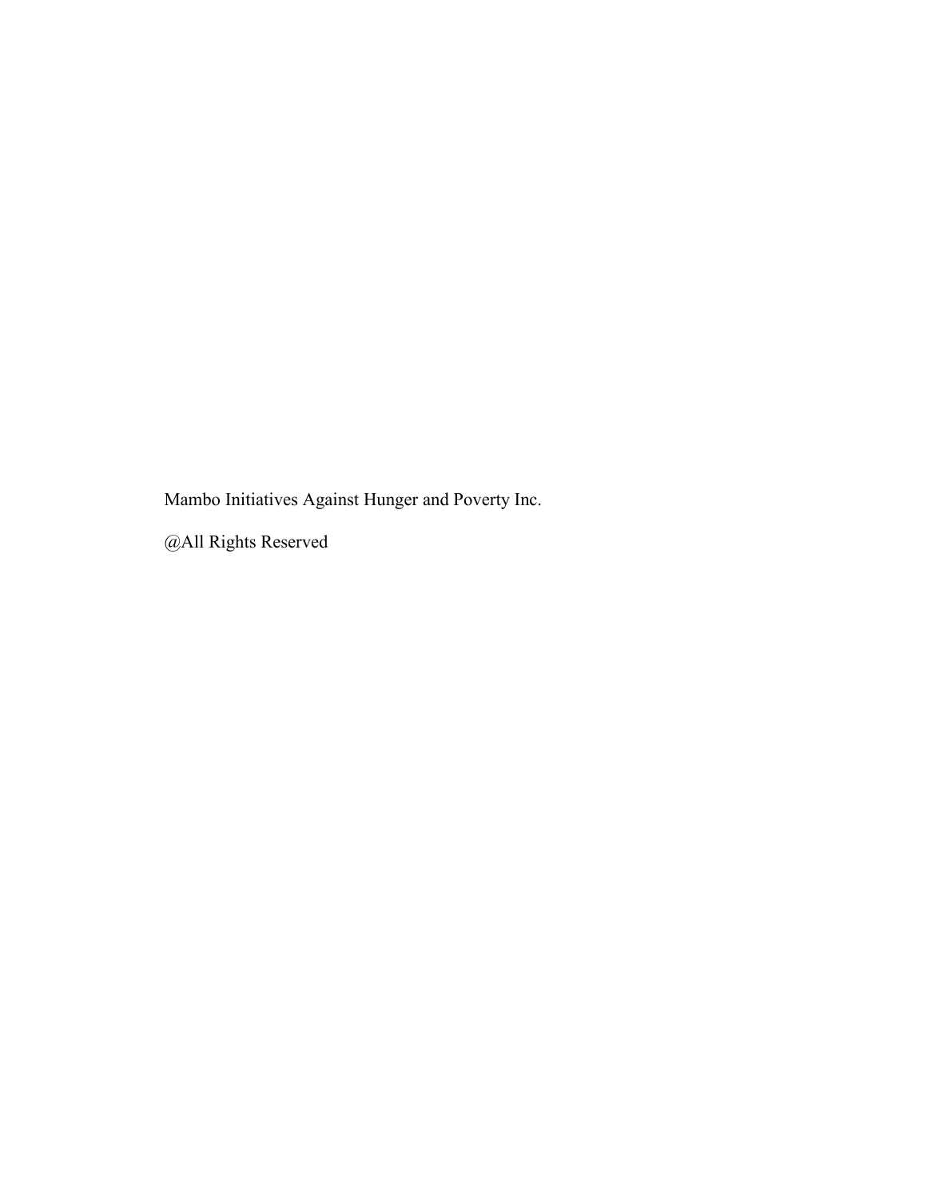Mambo Initiatives Against Hunger and Poverty Inc.

@All Rights Reserved